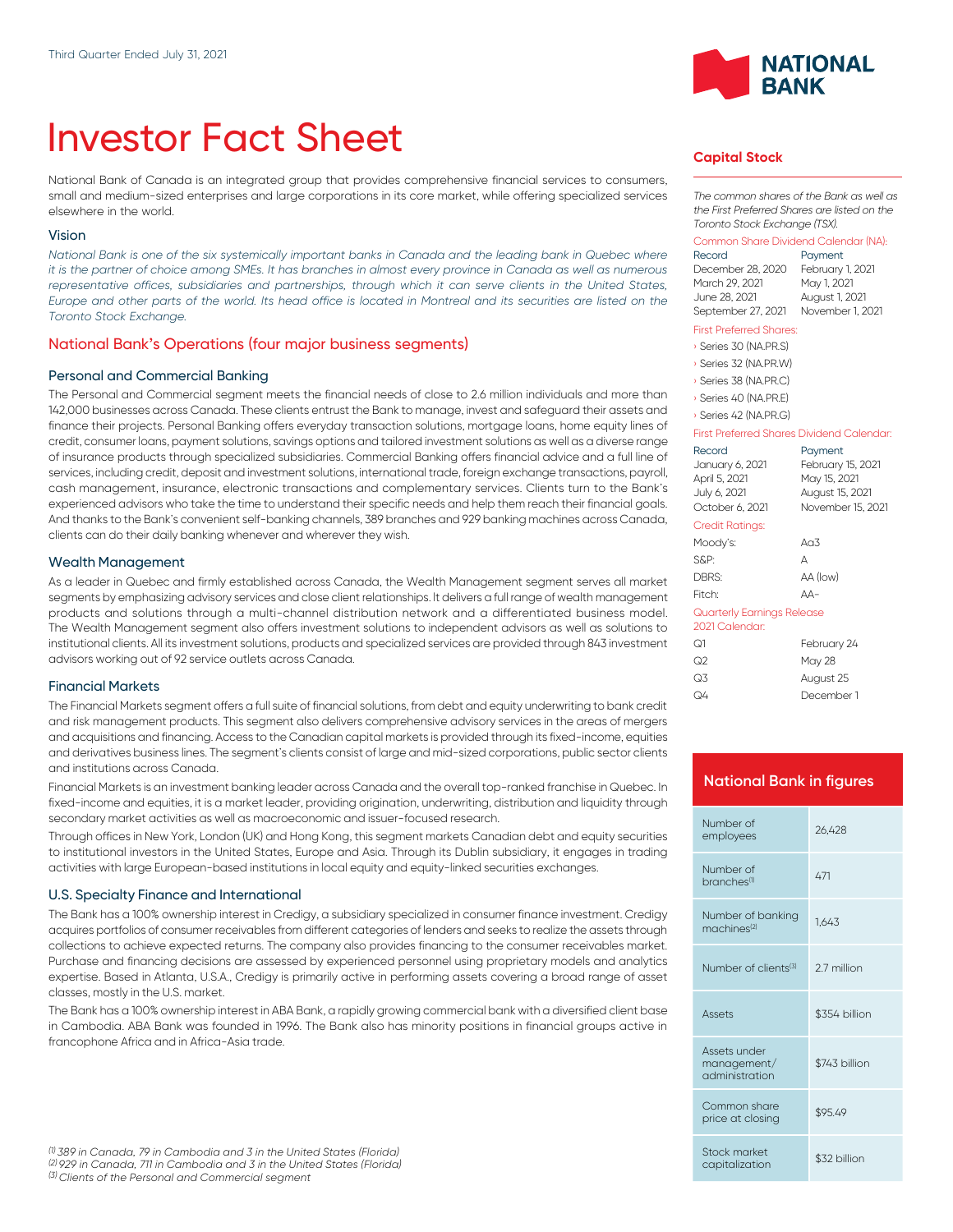Third Quarter Ended July 31, 2021

# Investor Fact Sheet

National Bank of Canada is an integrated group that provides comprehensive financial services to consumers, small and medium-sized enterprises and large corporations in its core market, while offering specialized services elsewhere in the world.

### Vision

*National Bank is one of the six systemically important banks in Canada and the leading bank in Quebec where it is the partner of choice among SMEs. It has branches in almost every province in Canada as well as numerous representative offices, subsidiaries and partnerships, through which it can serve clients in the United States, Europe and other parts of the world. Its head office is located in Montreal and its securities are listed on the Toronto Stock Exchange.*

## National Bank's Operations (four major business segments)

### Personal and Commercial Banking

The Personal and Commercial segment meets the financial needs of close to 2.6 million individuals and more than 142,000 businesses across Canada. These clients entrust the Bank to manage, invest and safeguard their assets and finance their projects. Personal Banking offers everyday transaction solutions, mortgage loans, home equity lines of credit, consumer loans, payment solutions, savings options and tailored investment solutions as well as a diverse range of insurance products through specialized subsidiaries. Commercial Banking offers financial advice and a full line of services, including credit, deposit and investment solutions, international trade, foreign exchange transactions, payroll, cash management, insurance, electronic transactions and complementary services. Clients turn to the Bank's experienced advisors who take the time to understand their specific needs and help them reach their financial goals. And thanks to the Bank's convenient self-banking channels, 389 branches and 929 banking machines across Canada, clients can do their daily banking whenever and wherever they wish.

### Wealth Management

As a leader in Quebec and firmly established across Canada, the Wealth Management segment serves all market segments by emphasizing advisory services and close client relationships. It delivers a full range of wealth management products and solutions through a multi-channel distribution network and a differentiated business model. The Wealth Management segment also offers investment solutions to independent advisors as well as solutions to institutional clients. All its investment solutions, products and specialized services are provided through 843 investment advisors working out of 92 service outlets across Canada.

### Financial Markets

The Financial Markets segment offers a full suite of financial solutions, from debt and equity underwriting to bank credit and risk management products. This segment also delivers comprehensive advisory services in the areas of mergers and acquisitions and financing. Access to the Canadian capital markets is provided through its fixed-income, equities and derivatives business lines. The segment's clients consist of large and mid-sized corporations, public sector clients and institutions across Canada.

Financial Markets is an investment banking leader across Canada and the overall top-ranked franchise in Quebec. In fixed-income and equities, it is a market leader, providing origination, underwriting, distribution and liquidity through secondary market activities as well as macroeconomic and issuer-focused research.

Through offices in New York, London (UK) and Hong Kong, this segment markets Canadian debt and equity securities to institutional investors in the United States, Europe and Asia. Through its Dublin subsidiary, it engages in trading activities with large European-based institutions in local equity and equity-linked securities exchanges.

### U.S. Specialty Finance and International

The Bank has a 100% ownership interest in Credigy, a subsidiary specialized in consumer finance investment. Credigy acquires portfolios of consumer receivables from different categories of lenders and seeks to realize the assets through collections to achieve expected returns. The company also provides financing to the consumer receivables market. Purchase and financing decisions are assessed by experienced personnel using proprietary models and analytics expertise. Based in Atlanta, U.S.A., Credigy is primarily active in performing assets covering a broad range of asset classes, mostly in the U.S. market.

The Bank has a 100% ownership interest in ABA Bank, a rapidly growing commercial bank with a diversified client base in Cambodia. ABA Bank was founded in 1996. The Bank also has minority positions in financial groups active in francophone Africa and in Africa-Asia trade.

## Capital Stock

*The common shares of the Bank as well as the First Preferred Shares are listed on the Toronto Stock Exchange (TSX).*

**Common Share Dividend Calendar (NA):**

| Record | Payment |
|---|---|
| December 28, 2020 | February 1, 2021 |
| March 29, 2021 | May 1, 2021 |
| June 28, 2021 | August 1, 2021 |
| September 27, 2021 | November 1, 2021 |

**First Preferred Shares:**

- Series 30 (NA.PR.S)
- Series 32 (NA.PR.W)
- Series 38 (NA.PR.C)
- Series 40 (NA.PR.E)
- Series 42 (NA.PR.G)

**First Preferred Shares Dividend Calendar:**

| Record | Payment |
|---|---|
| January 6, 2021 | February 15, 2021 |
| April 5, 2021 | May 15, 2021 |
| July 6, 2021 | August 15, 2021 |
| October 6, 2021 | November 15, 2021 |

**Credit Ratings:**

| | |
|---|---|
| Moody's: | Aa3 |
| S&P: | A |
| DBRS: | AA (low) |
| Fitch: | AA- |

**Quarterly Earnings Release 2021 Calendar:**

| | |
|---|---|
| Q1 | February 24 |
| Q2 | May 28 |
| Q3 | August 25 |
| Q4 | December 1 |

## National Bank in figures

| | |
|---|---|
| Number of employees | 26,428 |
| Number of branches[1] | 471 |
| Number of banking machines[2] | 1,643 |
| Number of clients[3] | 2.7 million |
| Assets | $354 billion |
| Assets under management/administration | $743 billion |
| Common share price at closing | $95.49 |
| Stock market capitalization | $32 billion |

*[1] 389 in Canada, 79 in Cambodia and 3 in the United States (Florida)*
*[2] 929 in Canada, 711 in Cambodia and 3 in the United States (Florida)*
*[3] Clients of the Personal and Commercial segment*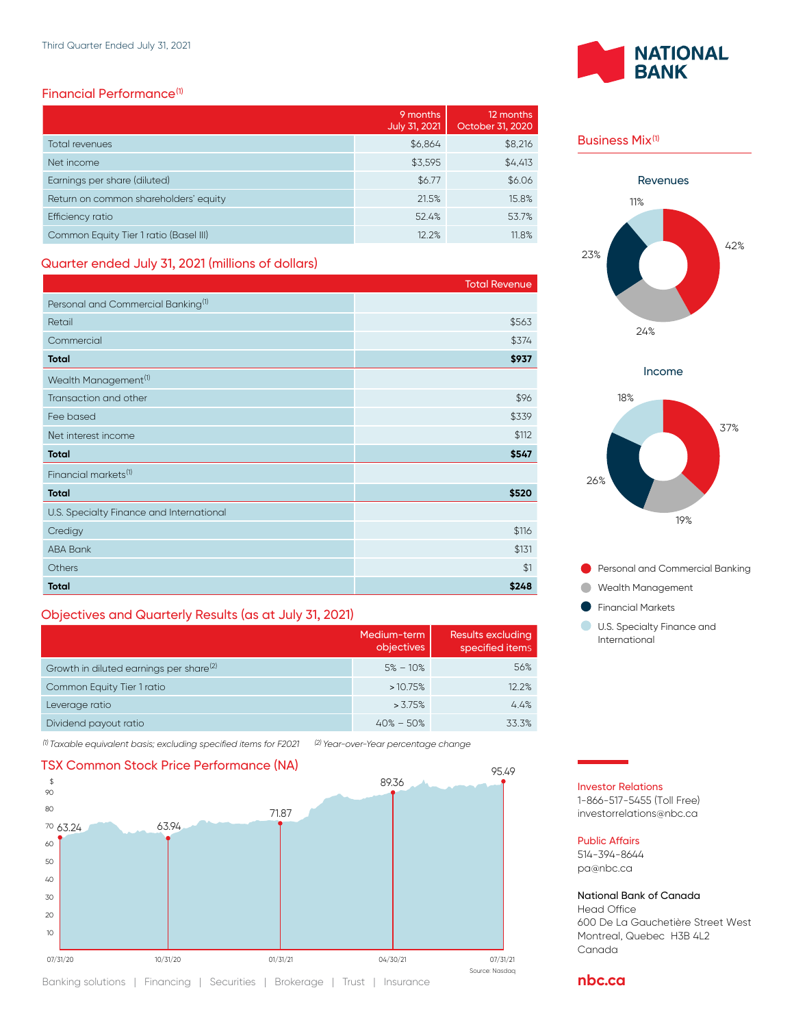Third Quarter Ended July 31, 2021

# NATIONAL BANK

## Financial Performance[1]

| | 9 months July 31, 2021 | 12 months October 31, 2020 |
|---|---|---|
| Total revenues | $6,864 | $8,216 |
| Net income | $3,595 | $4,413 |
| Earnings per share (diluted) | $6.77 | $6.06 |
| Return on common shareholders' equity | 21.5% | 15.8% |
| Efficiency ratio | 52.4% | 53.7% |
| Common Equity Tier 1 ratio (Basel III) | 12.2% | 11.8% |

## Quarter ended July 31, 2021 (millions of dollars)

| | Total Revenue |
|---|---|
| Personal and Commercial Banking[1] | |
| Retail | $563 |
| Commercial | $374 |
| **Total** | **$937** |
| Wealth Management[1] | |
| Transaction and other | $96 |
| Fee based | $339 |
| Net interest income | $112 |
| **Total** | **$547** |
| Financial markets[1] | |
| **Total** | **$520** |
| U.S. Specialty Finance and International | |
| Credigy | $116 |
| ABA Bank | $131 |
| Others | $1 |
| **Total** | **$248** |

## Objectives and Quarterly Results (as at July 31, 2021)

| | Medium-term objectives | Results excluding specified items |
|---|---|---|
| Growth in diluted earnings per share[2] | 5% – 10% | 56% |
| Common Equity Tier 1 ratio | > 10.75% | 12.2% |
| Leverage ratio | > 3.75% | 4.4% |
| Dividend payout ratio | 40% – 50% | 33.3% |

*[1] Taxable equivalent basis; excluding specified items for F2021* *[2] Year-over-Year percentage change*

## TSX Common Stock Price Performance (NA)

$
90
80
70
60
50
40
30
20
10

63.24
63.94
71.87
89.36
95.49

07/31/20
10/31/20
01/31/21
04/30/21
07/31/21

Source: Nasdaq

## Business Mix[1]

Revenues

42%
24%
23%
11%

Income

37%
19%
26%
18%

Personal and Commercial Banking
Wealth Management
Financial Markets
U.S. Specialty Finance and International

**Investor Relations**
1-866-517-5455 (Toll Free)
investorrelations@nbc.ca

**Public Affairs**
514-394-8644
pa@nbc.ca

**National Bank of Canada**
Head Office
600 De La Gauchetière Street West
Montreal, Quebec H3B 4L2
Canada

Banking solutions | Financing | Securities | Brokerage | Trust | Insurance

**nbc.ca**